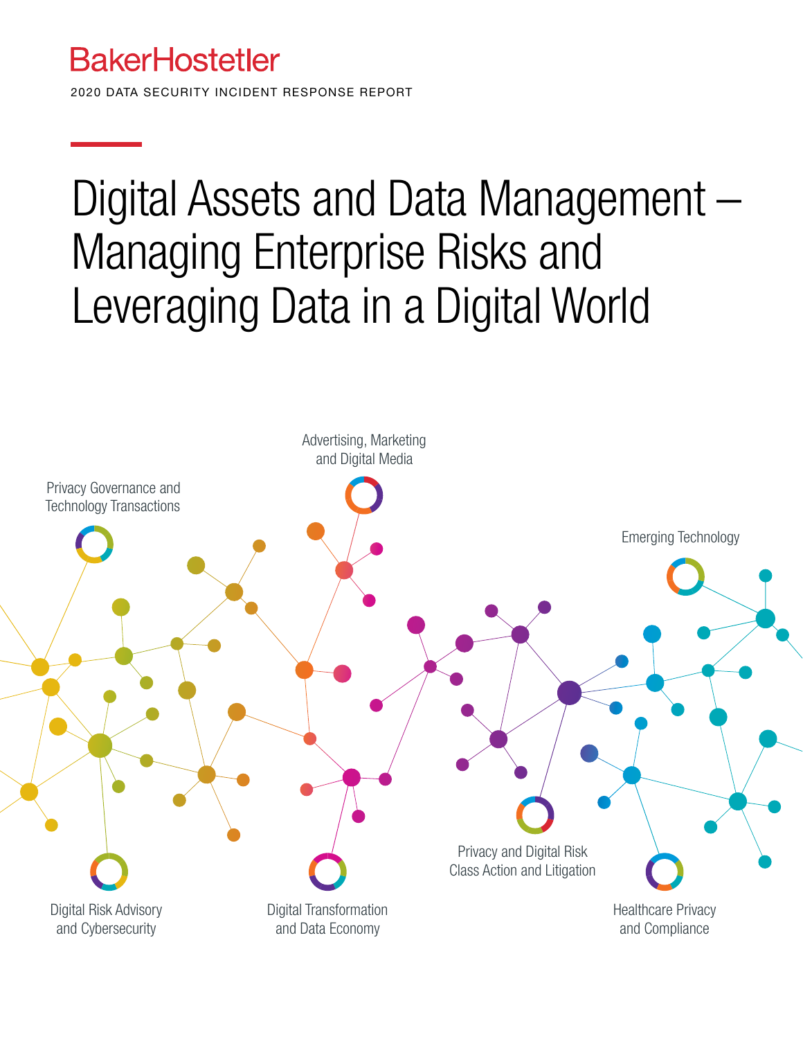BakerHostetler

2020 DATA SECURITY INCIDENT RESPONSE REPORT

# Digital Assets and Data Management – Managing Enterprise Risks and Leveraging Data in a Digital World

Advertising, Marketing and Digital Media

Privacy Governance and Technology Transactions

Emerging Technology

Privacy and Digital Risk Class Action and Litigation

Digital Risk Advisory and Cybersecurity

Digital Transformation and Data Economy

Healthcare Privacy and Compliance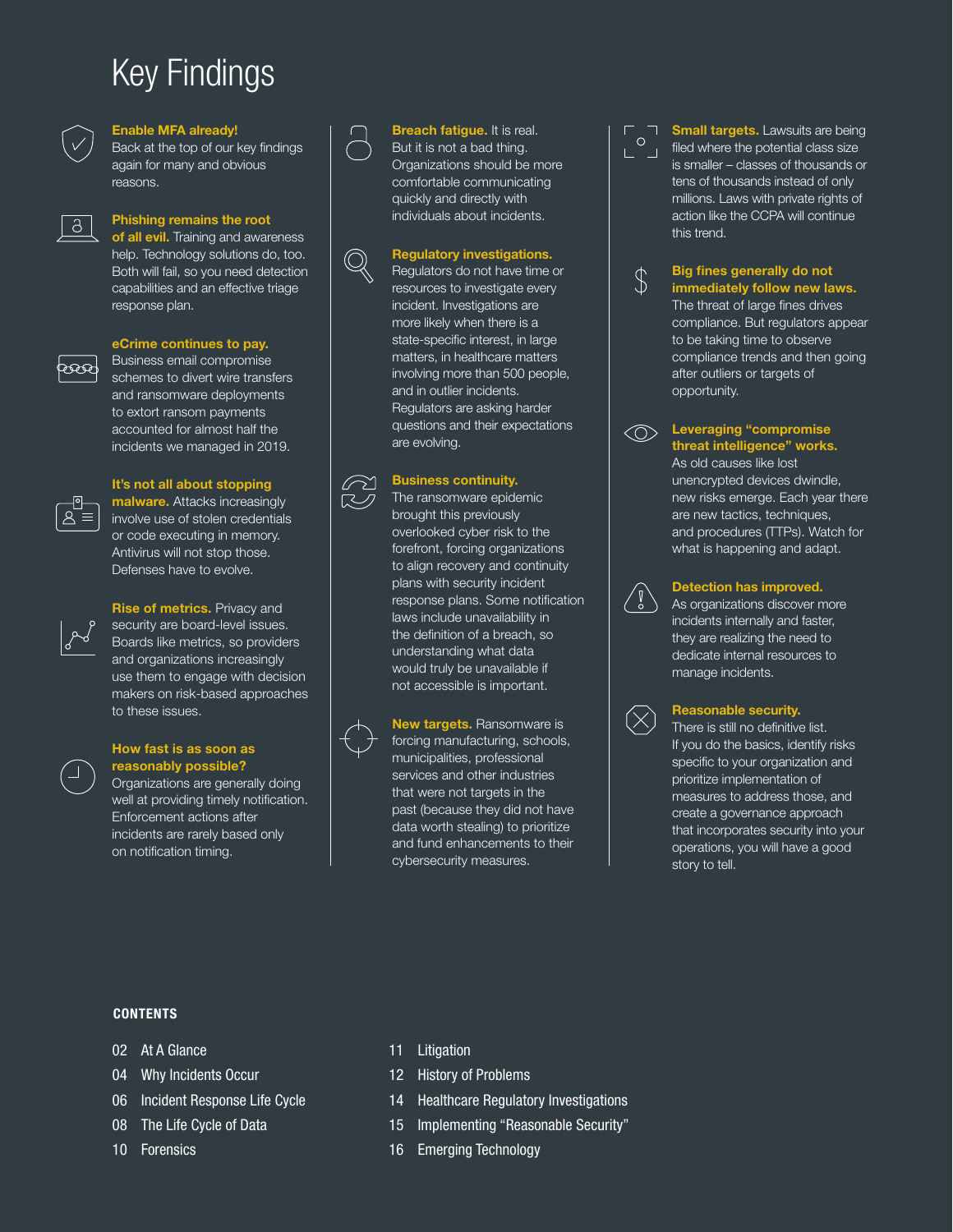# Key Findings

**Enable MFA already!** Back at the top of our key findings again for many and obvious reasons.

**Phishing remains the root of all evil.** Training and awareness help. Technology solutions do, too. Both will fail, so you need detection capabilities and an effective triage response plan.

**eCrime continues to pay.** Business email compromise schemes to divert wire transfers and ransomware deployments to extort ransom payments accounted for almost half the incidents we managed in 2019.

**It's not all about stopping malware.** Attacks increasingly involve use of stolen credentials or code executing in memory. Antivirus will not stop those. Defenses have to evolve.

**Rise of metrics.** Privacy and security are board-level issues. Boards like metrics, so providers and organizations increasingly use them to engage with decision makers on risk-based approaches to these issues.

**How fast is as soon as reasonably possible?** Organizations are generally doing well at providing timely notification. Enforcement actions after incidents are rarely based only on notification timing.

**Breach fatigue.** It is real. But it is not a bad thing. Organizations should be more comfortable communicating quickly and directly with individuals about incidents.

**Regulatory investigations.** Regulators do not have time or resources to investigate every incident. Investigations are more likely when there is a state-specific interest, in large matters, in healthcare matters involving more than 500 people, and in outlier incidents. Regulators are asking harder questions and their expectations are evolving.

**Business continuity.** The ransomware epidemic brought this previously overlooked cyber risk to the forefront, forcing organizations to align recovery and continuity plans with security incident response plans. Some notification laws include unavailability in the definition of a breach, so understanding what data would truly be unavailable if not accessible is important.

**New targets.** Ransomware is forcing manufacturing, schools, municipalities, professional services and other industries that were not targets in the past (because they did not have data worth stealing) to prioritize and fund enhancements to their cybersecurity measures.

**Small targets.** Lawsuits are being filed where the potential class size is smaller – classes of thousands or tens of thousands instead of only millions. Laws with private rights of action like the CCPA will continue this trend.

**Big fines generally do not immediately follow new laws.** The threat of large fines drives compliance. But regulators appear to be taking time to observe compliance trends and then going after outliers or targets of opportunity.

**Leveraging "compromise threat intelligence" works.** As old causes like lost unencrypted devices dwindle, new risks emerge. Each year there are new tactics, techniques, and procedures (TTPs). Watch for what is happening and adapt.

**Detection has improved.** As organizations discover more incidents internally and faster, they are realizing the need to dedicate internal resources to manage incidents.

**Reasonable security.** There is still no definitive list. If you do the basics, identify risks specific to your organization and prioritize implementation of measures to address those, and create a governance approach that incorporates security into your operations, you will have a good story to tell.

**CONTENTS**

- 02 At A Glance
- 04 Why Incidents Occur
- 06 Incident Response Life Cycle
- 08 The Life Cycle of Data
- 10 Forensics
- 11 Litigation
- 12 History of Problems
- 14 Healthcare Regulatory Investigations
- 15 Implementing "Reasonable Security"
- 16 Emerging Technology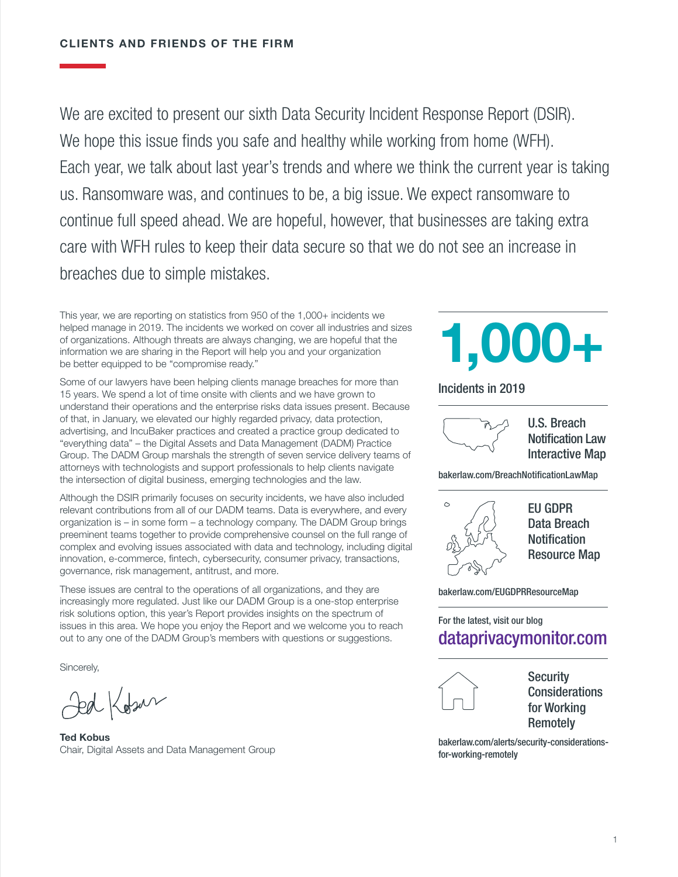## CLIENTS AND FRIENDS OF THE FIRM

We are excited to present our sixth Data Security Incident Response Report (DSIR). We hope this issue finds you safe and healthy while working from home (WFH). Each year, we talk about last year's trends and where we think the current year is taking us. Ransomware was, and continues to be, a big issue. We expect ransomware to continue full speed ahead. We are hopeful, however, that businesses are taking extra care with WFH rules to keep their data secure so that we do not see an increase in breaches due to simple mistakes.

This year, we are reporting on statistics from 950 of the 1,000+ incidents we helped manage in 2019. The incidents we worked on cover all industries and sizes of organizations. Although threats are always changing, we are hopeful that the information we are sharing in the Report will help you and your organization be better equipped to be "compromise ready."

Some of our lawyers have been helping clients manage breaches for more than 15 years. We spend a lot of time onsite with clients and we have grown to understand their operations and the enterprise risks data issues present. Because of that, in January, we elevated our highly regarded privacy, data protection, advertising, and IncuBaker practices and created a practice group dedicated to "everything data" – the Digital Assets and Data Management (DADM) Practice Group. The DADM Group marshals the strength of seven service delivery teams of attorneys with technologists and support professionals to help clients navigate the intersection of digital business, emerging technologies and the law.

Although the DSIR primarily focuses on security incidents, we have also included relevant contributions from all of our DADM teams. Data is everywhere, and every organization is – in some form – a technology company. The DADM Group brings preeminent teams together to provide comprehensive counsel on the full range of complex and evolving issues associated with data and technology, including digital innovation, e-commerce, fintech, cybersecurity, consumer privacy, transactions, governance, risk management, antitrust, and more.

These issues are central to the operations of all organizations, and they are increasingly more regulated. Just like our DADM Group is a one-stop enterprise risk solutions option, this year's Report provides insights on the spectrum of issues in this area. We hope you enjoy the Report and we welcome you to reach out to any one of the DADM Group's members with questions or suggestions.

Sincerely,

**Ted Kobus**
Chair, Digital Assets and Data Management Group

**1,000+**

Incidents in 2019

**U.S. Breach Notification Law Interactive Map**

bakerlaw.com/BreachNotificationLawMap

**EU GDPR Data Breach Notification Resource Map**

bakerlaw.com/EUGDPRResourceMap

For the latest, visit our blog
**dataprivacymonitor.com**

**Security Considerations for Working Remotely**

bakerlaw.com/alerts/security-considerations-for-working-remotely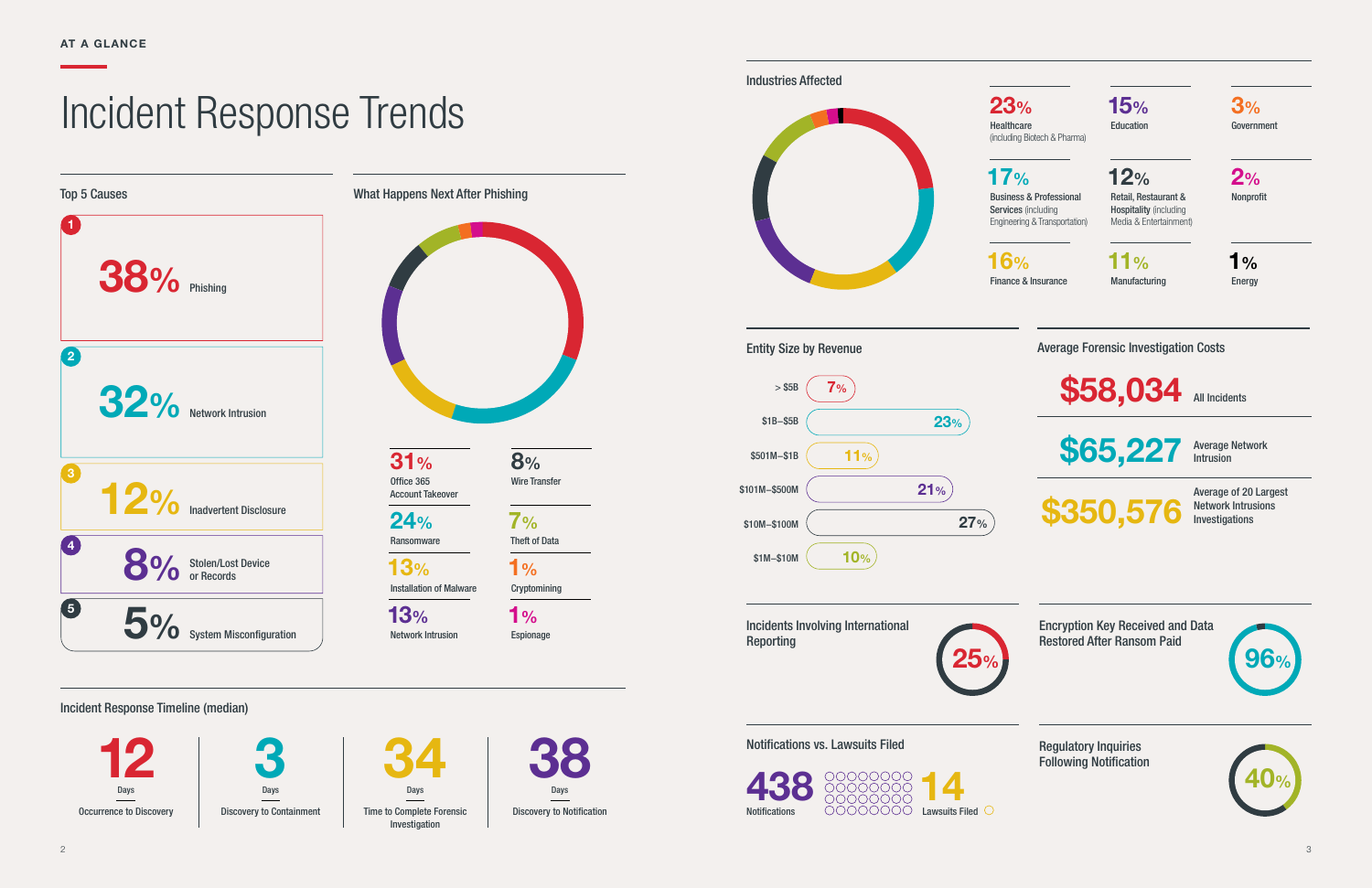AT A GLANCE

# Incident Response Trends

## Top 5 Causes

1. **38%** Phishing
2. **32%** Network Intrusion
3. **12%** Inadvertent Disclosure
4. **8%** Stolen/Lost Device or Records
5. **5%** System Misconfiguration

## What Happens Next After Phishing

- **31%** Office 365 Account Takeover
- **24%** Ransomware
- **13%** Installation of Malware
- **13%** Network Intrusion
- **8%** Wire Transfer
- **7%** Theft of Data
- **1%** Cryptomining
- **1%** Espionage

## Incident Response Timeline (median)

| 12 Days | 3 Days | 34 Days | 38 Days |
|---|---|---|---|
| Occurrence to Discovery | Discovery to Containment | Time to Complete Forensic Investigation | Discovery to Notification |

## Industries Affected

- **23%** Healthcare (including Biotech & Pharma)
- **15%** Education
- **3%** Government
- **17%** Business & Professional Services (including Engineering & Transportation)
- **12%** Retail, Restaurant & Hospitality (including Media & Entertainment)
- **2%** Nonprofit
- **16%** Finance & Insurance
- **11%** Manufacturing
- **1%** Energy

## Entity Size by Revenue

| Revenue | Share |
|---|---|
| > $5B | 7% |
| $1B–$5B | 23% |
| $501M–$1B | 11% |
| $101M–$500M | 21% |
| $10M–$100M | 27% |
| $1M–$10M | 10% |

## Average Forensic Investigation Costs

- **$58,034** All Incidents
- **$65,227** Average Network Intrusion
- **$350,576** Average of 20 Largest Network Intrusions Investigations

## Incidents Involving International Reporting

**25%**

## Encryption Key Received and Data Restored After Ransom Paid

**96%**

## Notifications vs. Lawsuits Filed

**438** Notifications

**14** Lawsuits Filed

## Regulatory Inquiries Following Notification

**40%**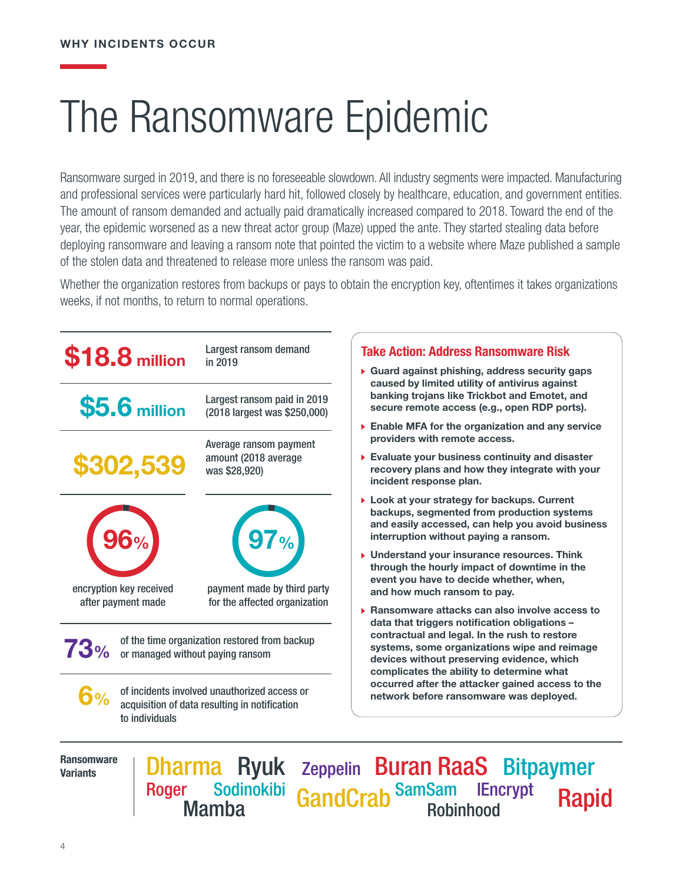**WHY INCIDENTS OCCUR**

# The Ransomware Epidemic

Ransomware surged in 2019, and there is no foreseeable slowdown. All industry segments were impacted. Manufacturing and professional services were particularly hard hit, followed closely by healthcare, education, and government entities. The amount of ransom demanded and actually paid dramatically increased compared to 2018. Toward the end of the year, the epidemic worsened as a new threat actor group (Maze) upped the ante. They started stealing data before deploying ransomware and leaving a ransom note that pointed the victim to a website where Maze published a sample of the stolen data and threatened to release more unless the ransom was paid.

Whether the organization restores from backups or pays to obtain the encryption key, oftentimes it takes organizations weeks, if not months, to return to normal operations.

**$18.8 million** — Largest ransom demand in 2019

**$5.6 million** — Largest ransom paid in 2019 (2018 largest was $250,000)

**$302,539** — Average ransom payment amount (2018 average was $28,920)

**96%** — encryption key received after payment made

**97%** — payment made by third party for the affected organization

**73%** — of the time organization restored from backup or managed without paying ransom

**6%** — of incidents involved unauthorized access or acquisition of data resulting in notification to individuals

## Take Action: Address Ransomware Risk

- **Guard against phishing, address security gaps caused by limited utility of antivirus against banking trojans like Trickbot and Emotet, and secure remote access (e.g., open RDP ports).**
- **Enable MFA for the organization and any service providers with remote access.**
- **Evaluate your business continuity and disaster recovery plans and how they integrate with your incident response plan.**
- **Look at your strategy for backups. Current backups, segmented from production systems and easily accessed, can help you avoid business interruption without paying a ransom.**
- **Understand your insurance resources. Think through the hourly impact of downtime in the event you have to decide whether, when, and how much ransom to pay.**
- **Ransomware attacks can also involve access to data that triggers notification obligations – contractual and legal. In the rush to restore systems, some organizations wipe and reimage devices without preserving evidence, which complicates the ability to determine what occurred after the attacker gained access to the network before ransomware was deployed.**

**Ransomware Variants**

Dharma, Ryuk, Zeppelin, Buran RaaS, Bitpaymer, Roger, Sodinokibi, Mamba, GandCrab, SamSam, IEncrypt, Robinhood, Rapid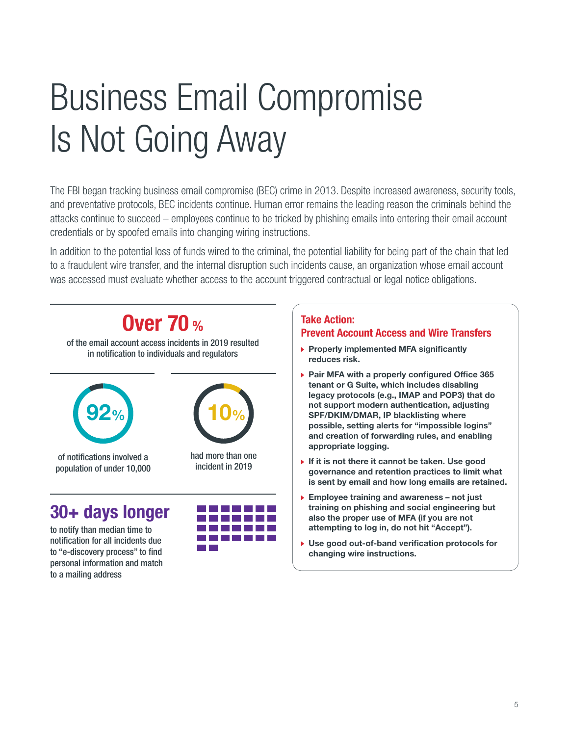# Business Email Compromise Is Not Going Away

The FBI began tracking business email compromise (BEC) crime in 2013. Despite increased awareness, security tools, and preventative protocols, BEC incidents continue. Human error remains the leading reason the criminals behind the attacks continue to succeed – employees continue to be tricked by phishing emails into entering their email account credentials or by spoofed emails into changing wiring instructions.

In addition to the potential loss of funds wired to the criminal, the potential liability for being part of the chain that led to a fraudulent wire transfer, and the internal disruption such incidents cause, an organization whose email account was accessed must evaluate whether access to the account triggered contractual or legal notice obligations.

**Over 70 %**

of the email account access incidents in 2019 resulted in notification to individuals and regulators

**92%**

of notifications involved a population of under 10,000

**10%**

had more than one incident in 2019

**30+ days longer**

to notify than median time to notification for all incidents due to "e-discovery process" to find personal information and match to a mailing address

### Take Action: Prevent Account Access and Wire Transfers

- **Properly implemented MFA significantly reduces risk.**
- **Pair MFA with a properly configured Office 365 tenant or G Suite, which includes disabling legacy protocols (e.g., IMAP and POP3) that do not support modern authentication, adjusting SPF/DKIM/DMAR, IP blacklisting where possible, setting alerts for "impossible logins" and creation of forwarding rules, and enabling appropriate logging.**
- **If it is not there it cannot be taken. Use good governance and retention practices to limit what is sent by email and how long emails are retained.**
- **Employee training and awareness – not just training on phishing and social engineering but also the proper use of MFA (if you are not attempting to log in, do not hit "Accept").**
- **Use good out-of-band verification protocols for changing wire instructions.**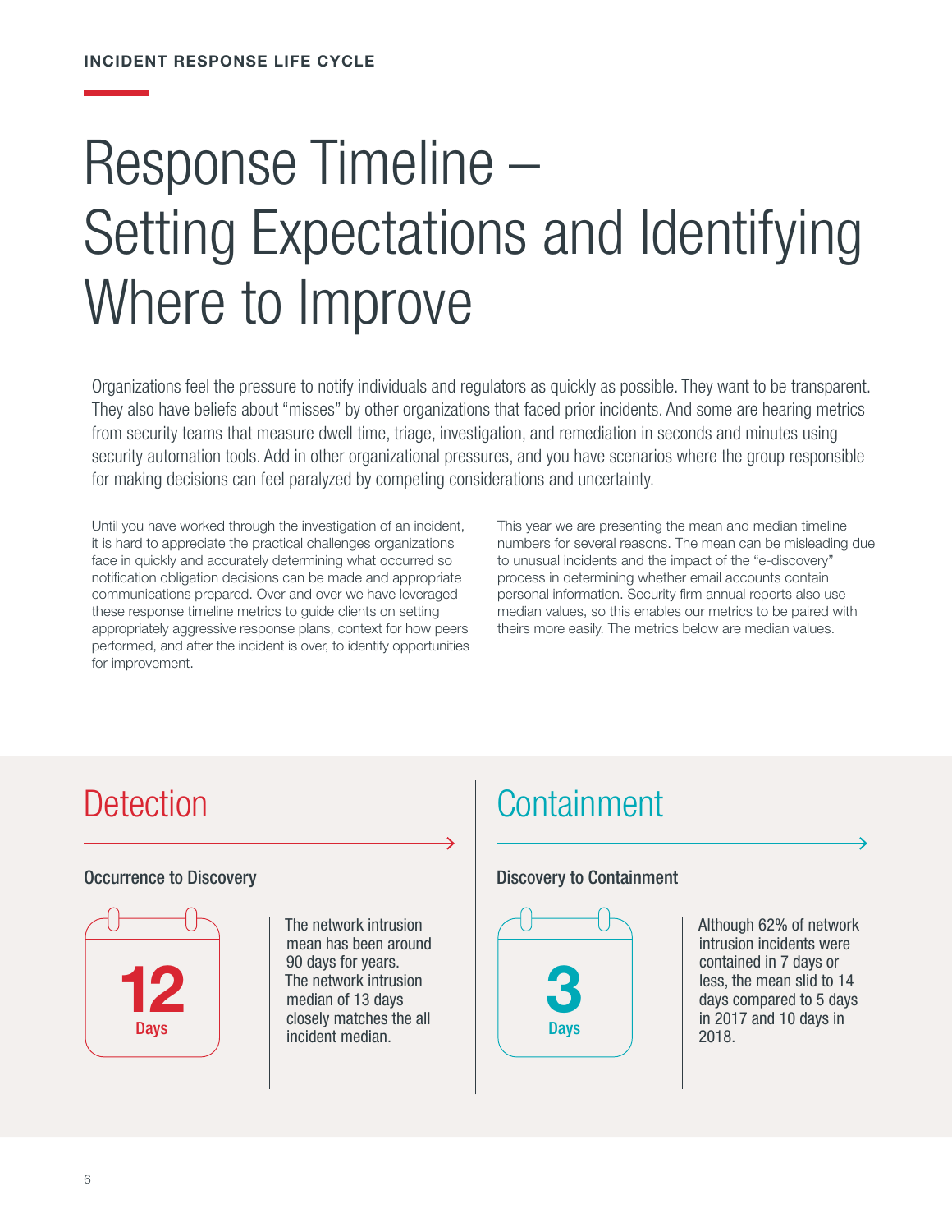INCIDENT RESPONSE LIFE CYCLE

# Response Timeline – Setting Expectations and Identifying Where to Improve

Organizations feel the pressure to notify individuals and regulators as quickly as possible. They want to be transparent. They also have beliefs about "misses" by other organizations that faced prior incidents. And some are hearing metrics from security teams that measure dwell time, triage, investigation, and remediation in seconds and minutes using security automation tools. Add in other organizational pressures, and you have scenarios where the group responsible for making decisions can feel paralyzed by competing considerations and uncertainty.

Until you have worked through the investigation of an incident, it is hard to appreciate the practical challenges organizations face in quickly and accurately determining what occurred so notification obligation decisions can be made and appropriate communications prepared. Over and over we have leveraged these response timeline metrics to guide clients on setting appropriately aggressive response plans, context for how peers performed, and after the incident is over, to identify opportunities for improvement.

This year we are presenting the mean and median timeline numbers for several reasons. The mean can be misleading due to unusual incidents and the impact of the "e-discovery" process in determining whether email accounts contain personal information. Security firm annual reports also use median values, so this enables our metrics to be paired with theirs more easily. The metrics below are median values.

## Detection

### Occurrence to Discovery

**12**
Days

The network intrusion mean has been around 90 days for years. The network intrusion median of 13 days closely matches the all incident median.

## Containment

### Discovery to Containment

**3**
Days

Although 62% of network intrusion incidents were contained in 7 days or less, the mean slid to 14 days compared to 5 days in 2017 and 10 days in 2018.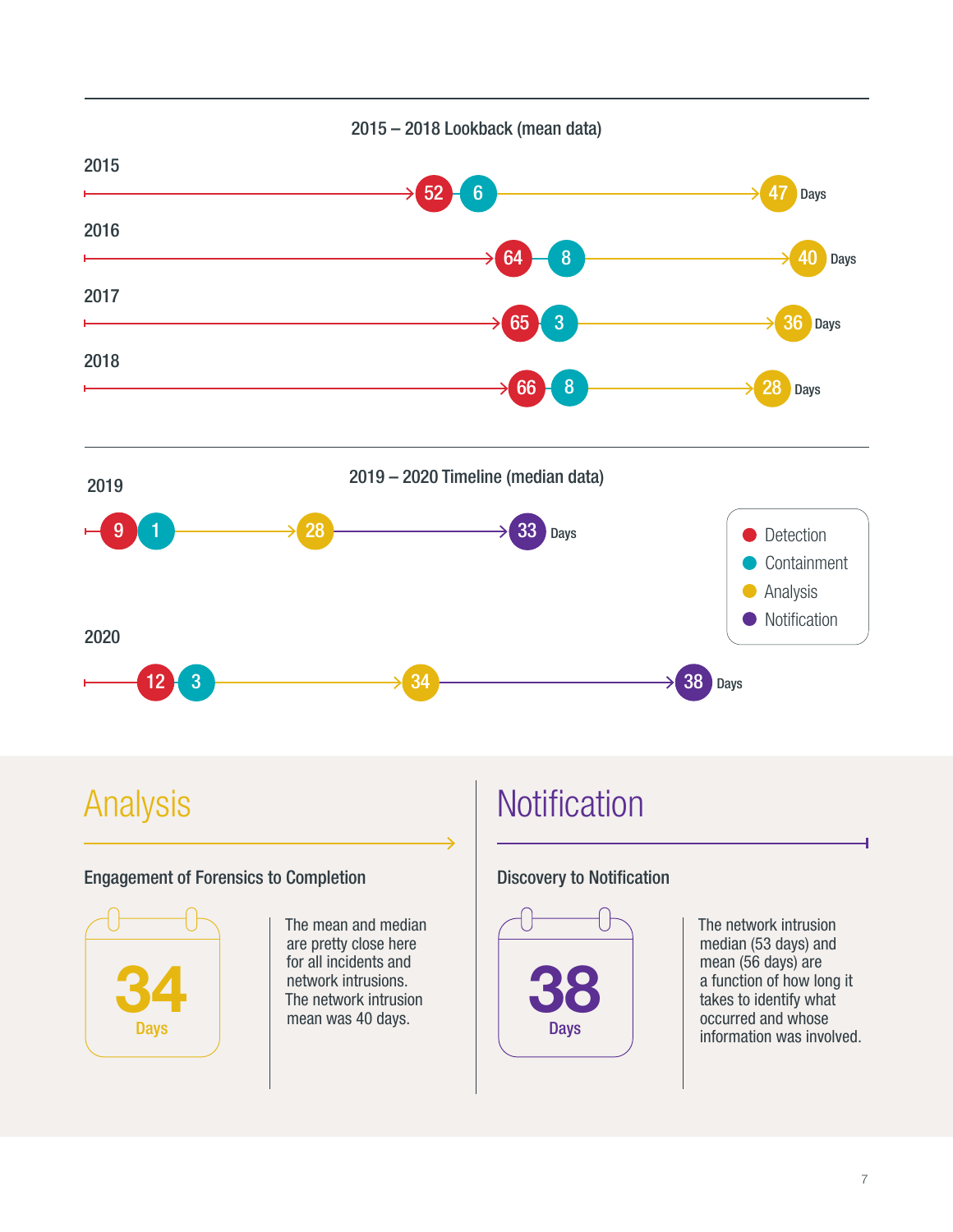## 2015 – 2018 Lookback (mean data)

| Year | Detection | Containment | Analysis |
|---|---|---|---|
| 2015 | 52 | 6 | 47 Days |
| 2016 | 64 | 8 | 40 Days |
| 2017 | 65 | 3 | 36 Days |
| 2018 | 66 | 8 | 28 Days |

## 2019 – 2020 Timeline (median data)

| Year | Detection | Containment | Analysis | Notification |
|---|---|---|---|---|
| 2019 | 9 | 1 | 28 | 33 Days |
| 2020 | 12 | 3 | 34 | 38 Days |

- Detection
- Containment
- Analysis
- Notification

# Analysis

### Engagement of Forensics to Completion

**34** Days

The mean and median are pretty close here for all incidents and network intrusions. The network intrusion mean was 40 days.

# Notification

### Discovery to Notification

**38** Days

The network intrusion median (53 days) and mean (56 days) are a function of how long it takes to identify what occurred and whose information was involved.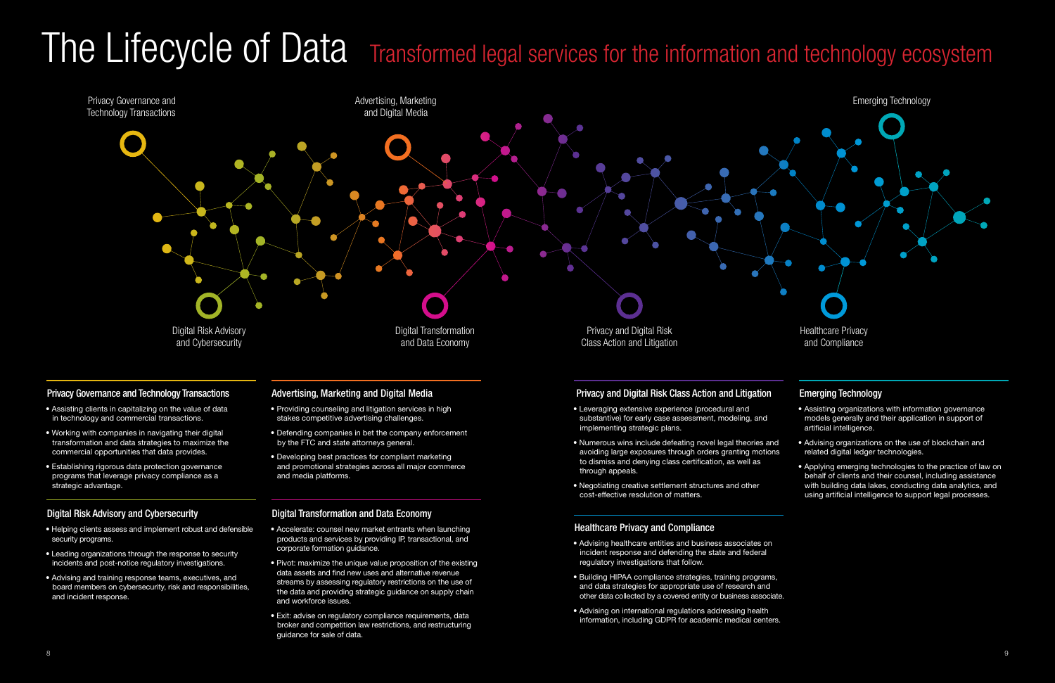# The Lifecycle of Data

## Transformed legal services for the information and technology ecosystem

Privacy Governance and Technology Transactions

Advertising, Marketing and Digital Media

Emerging Technology

Digital Risk Advisory and Cybersecurity

Digital Transformation and Data Economy

Privacy and Digital Risk Class Action and Litigation

Healthcare Privacy and Compliance

### Privacy Governance and Technology Transactions

- Assisting clients in capitalizing on the value of data in technology and commercial transactions.
- Working with companies in navigating their digital transformation and data strategies to maximize the commercial opportunities that data provides.
- Establishing rigorous data protection governance programs that leverage privacy compliance as a strategic advantage.

### Digital Risk Advisory and Cybersecurity

- Helping clients assess and implement robust and defensible security programs.
- Leading organizations through the response to security incidents and post-notice regulatory investigations.
- Advising and training response teams, executives, and board members on cybersecurity, risk and responsibilities, and incident response.

### Advertising, Marketing and Digital Media

- Providing counseling and litigation services in high stakes competitive advertising challenges.
- Defending companies in bet the company enforcement by the FTC and state attorneys general.
- Developing best practices for compliant marketing and promotional strategies across all major commerce and media platforms.

### Digital Transformation and Data Economy

- Accelerate: counsel new market entrants when launching products and services by providing IP, transactional, and corporate formation guidance.
- Pivot: maximize the unique value proposition of the existing data assets and find new uses and alternative revenue streams by assessing regulatory restrictions on the use of the data and providing strategic guidance on supply chain and workforce issues.
- Exit: advise on regulatory compliance requirements, data broker and competition law restrictions, and restructuring guidance for sale of data.

### Privacy and Digital Risk Class Action and Litigation

- Leveraging extensive experience (procedural and substantive) for early case assessment, modeling, and implementing strategic plans.
- Numerous wins include defeating novel legal theories and avoiding large exposures through orders granting motions to dismiss and denying class certification, as well as through appeals.
- Negotiating creative settlement structures and other cost-effective resolution of matters.

### Healthcare Privacy and Compliance

- Advising healthcare entities and business associates on incident response and defending the state and federal regulatory investigations that follow.
- Building HIPAA compliance strategies, training programs, and data strategies for appropriate use of research and other data collected by a covered entity or business associate.
- Advising on international regulations addressing health information, including GDPR for academic medical centers.

### Emerging Technology

- Assisting organizations with information governance models generally and their application in support of artificial intelligence.
- Advising organizations on the use of blockchain and related digital ledger technologies.
- Applying emerging technologies to the practice of law on behalf of clients and their counsel, including assistance with building data lakes, conducting data analytics, and using artificial intelligence to support legal processes.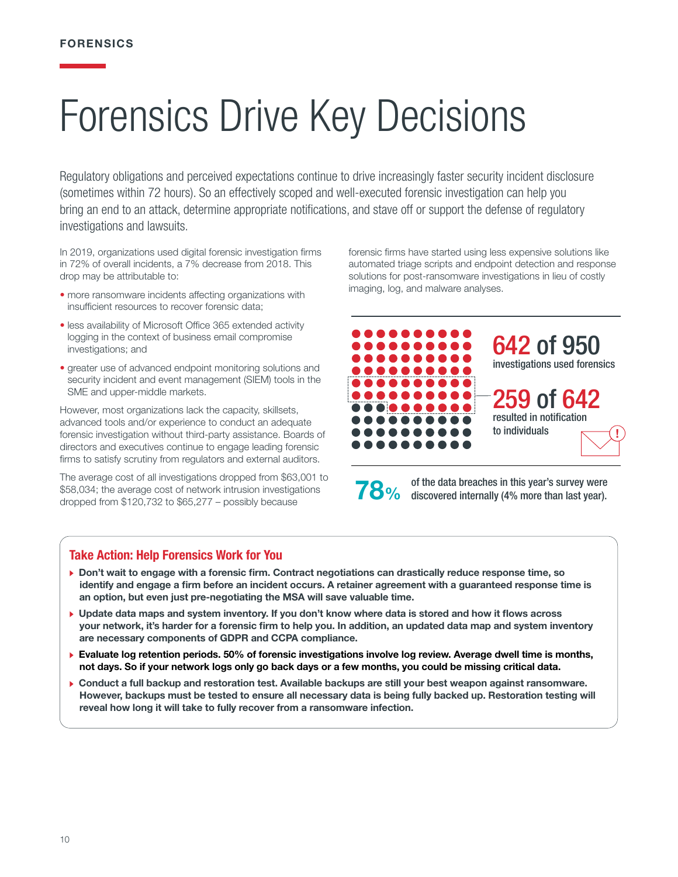FORENSICS

# Forensics Drive Key Decisions

Regulatory obligations and perceived expectations continue to drive increasingly faster security incident disclosure (sometimes within 72 hours). So an effectively scoped and well-executed forensic investigation can help you bring an end to an attack, determine appropriate notifications, and stave off or support the defense of regulatory investigations and lawsuits.

In 2019, organizations used digital forensic investigation firms in 72% of overall incidents, a 7% decrease from 2018. This drop may be attributable to:

- more ransomware incidents affecting organizations with insufficient resources to recover forensic data;
- less availability of Microsoft Office 365 extended activity logging in the context of business email compromise investigations; and
- greater use of advanced endpoint monitoring solutions and security incident and event management (SIEM) tools in the SME and upper-middle markets.

However, most organizations lack the capacity, skillsets, advanced tools and/or experience to conduct an adequate forensic investigation without third-party assistance. Boards of directors and executives continue to engage leading forensic firms to satisfy scrutiny from regulators and external auditors.

The average cost of all investigations dropped from $63,001 to $58,034; the average cost of network intrusion investigations dropped from $120,732 to $65,277 – possibly because forensic firms have started using less expensive solutions like automated triage scripts and endpoint detection and response solutions for post-ransomware investigations in lieu of costly imaging, log, and malware analyses.

**642 of 950** investigations used forensics

**259 of 642** resulted in notification to individuals

**78%** of the data breaches in this year's survey were discovered internally (4% more than last year).

## Take Action: Help Forensics Work for You

- **Don't wait to engage with a forensic firm. Contract negotiations can drastically reduce response time, so identify and engage a firm before an incident occurs. A retainer agreement with a guaranteed response time is an option, but even just pre-negotiating the MSA will save valuable time.**
- **Update data maps and system inventory. If you don't know where data is stored and how it flows across your network, it's harder for a forensic firm to help you. In addition, an updated data map and system inventory are necessary components of GDPR and CCPA compliance.**
- **Evaluate log retention periods. 50% of forensic investigations involve log review. Average dwell time is months, not days. So if your network logs only go back days or a few months, you could be missing critical data.**
- **Conduct a full backup and restoration test. Available backups are still your best weapon against ransomware. However, backups must be tested to ensure all necessary data is being fully backed up. Restoration testing will reveal how long it will take to fully recover from a ransomware infection.**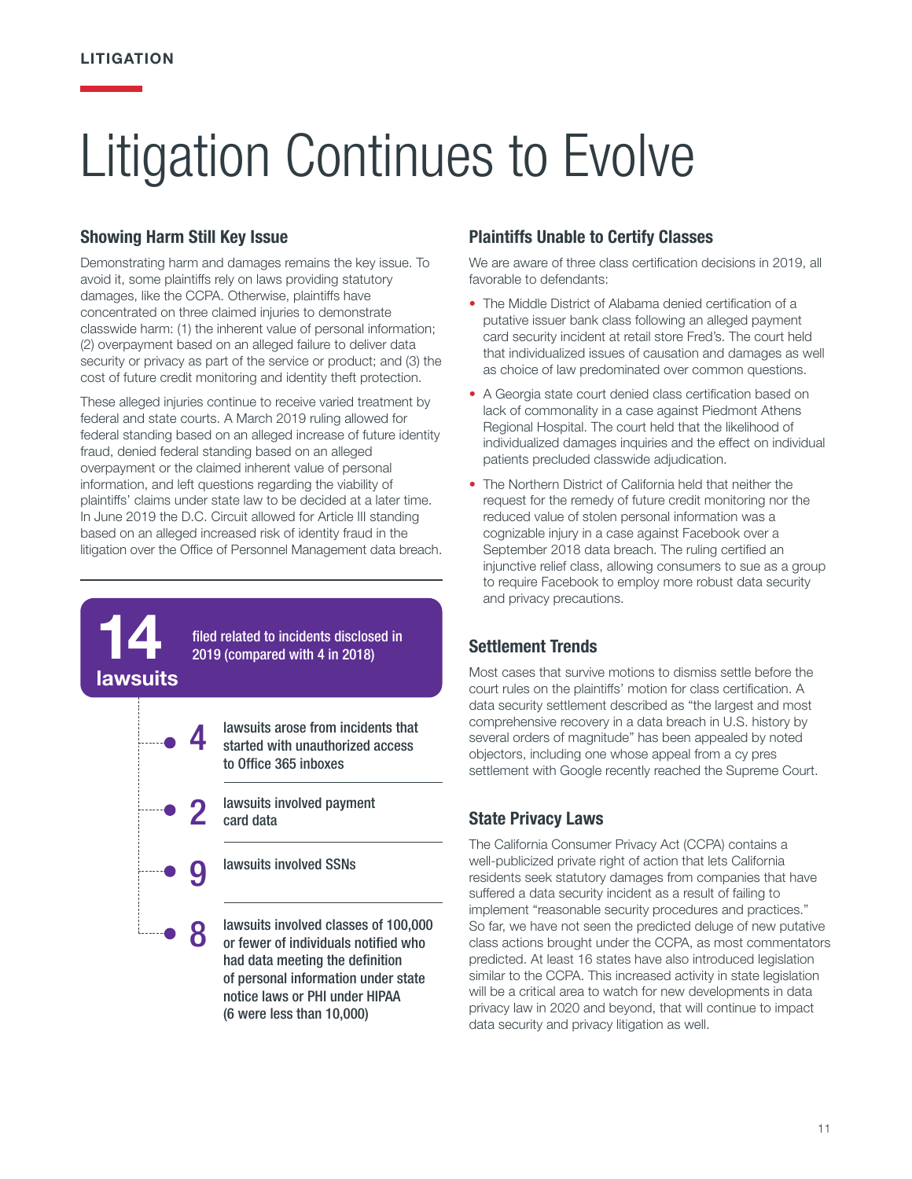LITIGATION

# Litigation Continues to Evolve

## Showing Harm Still Key Issue

Demonstrating harm and damages remains the key issue. To avoid it, some plaintiffs rely on laws providing statutory damages, like the CCPA. Otherwise, plaintiffs have concentrated on three claimed injuries to demonstrate classwide harm: (1) the inherent value of personal information; (2) overpayment based on an alleged failure to deliver data security or privacy as part of the service or product; and (3) the cost of future credit monitoring and identity theft protection.

These alleged injuries continue to receive varied treatment by federal and state courts. A March 2019 ruling allowed for federal standing based on an alleged increase of future identity fraud, denied federal standing based on an alleged overpayment or the claimed inherent value of personal information, and left questions regarding the viability of plaintiffs' claims under state law to be decided at a later time. In June 2019 the D.C. Circuit allowed for Article III standing based on an alleged increased risk of identity fraud in the litigation over the Office of Personnel Management data breach.

**14 lawsuits** filed related to incidents disclosed in 2019 (compared with 4 in 2018)

- **4** lawsuits arose from incidents that started with unauthorized access to Office 365 inboxes
- **2** lawsuits involved payment card data
- **9** lawsuits involved SSNs
- **8** lawsuits involved classes of 100,000 or fewer of individuals notified who had data meeting the definition of personal information under state notice laws or PHI under HIPAA (6 were less than 10,000)

## Plaintiffs Unable to Certify Classes

We are aware of three class certification decisions in 2019, all favorable to defendants:

- The Middle District of Alabama denied certification of a putative issuer bank class following an alleged payment card security incident at retail store Fred's. The court held that individualized issues of causation and damages as well as choice of law predominated over common questions.
- A Georgia state court denied class certification based on lack of commonality in a case against Piedmont Athens Regional Hospital. The court held that the likelihood of individualized damages inquiries and the effect on individual patients precluded classwide adjudication.
- The Northern District of California held that neither the request for the remedy of future credit monitoring nor the reduced value of stolen personal information was a cognizable injury in a case against Facebook over a September 2018 data breach. The ruling certified an injunctive relief class, allowing consumers to sue as a group to require Facebook to employ more robust data security and privacy precautions.

## Settlement Trends

Most cases that survive motions to dismiss settle before the court rules on the plaintiffs' motion for class certification. A data security settlement described as "the largest and most comprehensive recovery in a data breach in U.S. history by several orders of magnitude" has been appealed by noted objectors, including one whose appeal from a cy pres settlement with Google recently reached the Supreme Court.

## State Privacy Laws

The California Consumer Privacy Act (CCPA) contains a well-publicized private right of action that lets California residents seek statutory damages from companies that have suffered a data security incident as a result of failing to implement "reasonable security procedures and practices." So far, we have not seen the predicted deluge of new putative class actions brought under the CCPA, as most commentators predicted. At least 16 states have also introduced legislation similar to the CCPA. This increased activity in state legislation will be a critical area to watch for new developments in data privacy law in 2020 and beyond, that will continue to impact data security and privacy litigation as well.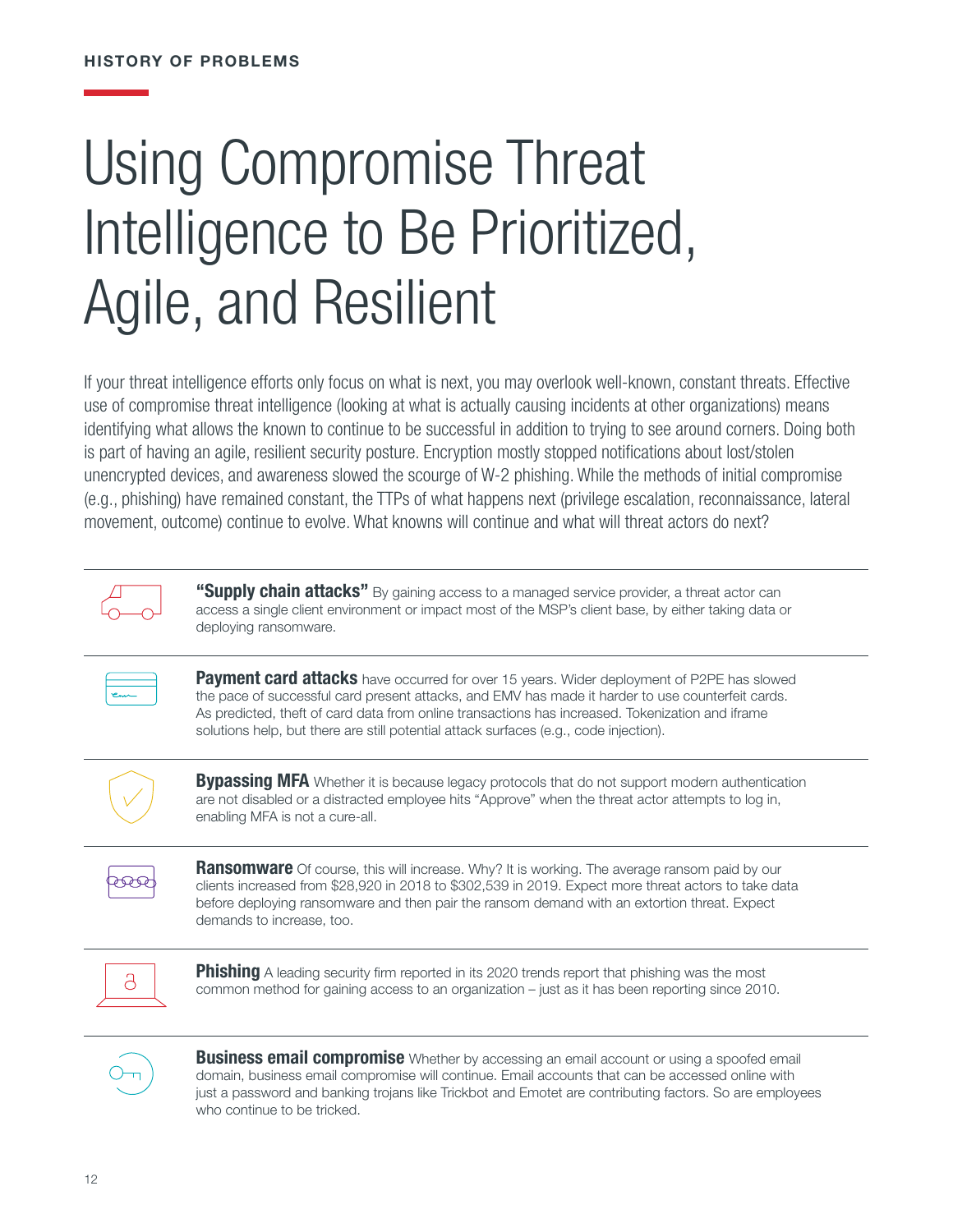HISTORY OF PROBLEMS

# Using Compromise Threat Intelligence to Be Prioritized, Agile, and Resilient

If your threat intelligence efforts only focus on what is next, you may overlook well-known, constant threats. Effective use of compromise threat intelligence (looking at what is actually causing incidents at other organizations) means identifying what allows the known to continue to be successful in addition to trying to see around corners. Doing both is part of having an agile, resilient security posture. Encryption mostly stopped notifications about lost/stolen unencrypted devices, and awareness slowed the scourge of W-2 phishing. While the methods of initial compromise (e.g., phishing) have remained constant, the TTPs of what happens next (privilege escalation, reconnaissance, lateral movement, outcome) continue to evolve. What knowns will continue and what will threat actors do next?

**"Supply chain attacks"** By gaining access to a managed service provider, a threat actor can access a single client environment or impact most of the MSP's client base, by either taking data or deploying ransomware.

**Payment card attacks** have occurred for over 15 years. Wider deployment of P2PE has slowed the pace of successful card present attacks, and EMV has made it harder to use counterfeit cards. As predicted, theft of card data from online transactions has increased. Tokenization and iframe solutions help, but there are still potential attack surfaces (e.g., code injection).

**Bypassing MFA** Whether it is because legacy protocols that do not support modern authentication are not disabled or a distracted employee hits "Approve" when the threat actor attempts to log in, enabling MFA is not a cure-all.

**Ransomware** Of course, this will increase. Why? It is working. The average ransom paid by our clients increased from $28,920 in 2018 to $302,539 in 2019. Expect more threat actors to take data before deploying ransomware and then pair the ransom demand with an extortion threat. Expect demands to increase, too.

**Phishing** A leading security firm reported in its 2020 trends report that phishing was the most common method for gaining access to an organization – just as it has been reporting since 2010.

**Business email compromise** Whether by accessing an email account or using a spoofed email domain, business email compromise will continue. Email accounts that can be accessed online with just a password and banking trojans like Trickbot and Emotet are contributing factors. So are employees who continue to be tricked.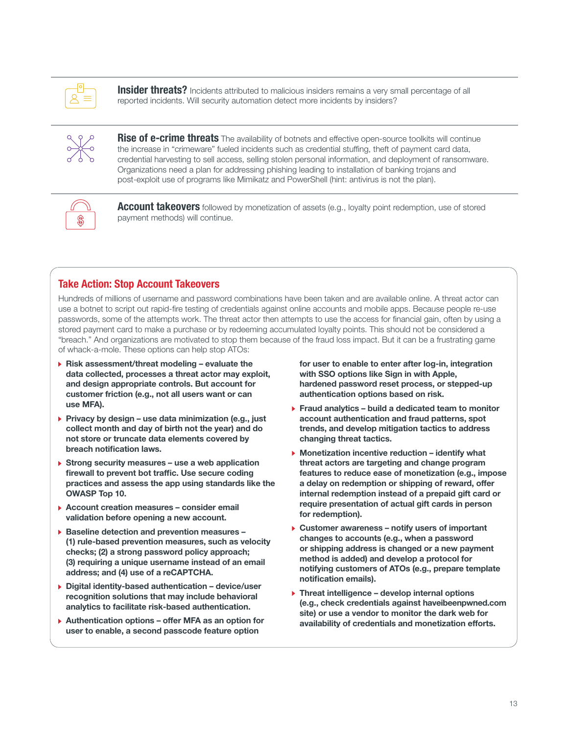**Insider threats?** Incidents attributed to malicious insiders remains a very small percentage of all reported incidents. Will security automation detect more incidents by insiders?

**Rise of e-crime threats** The availability of botnets and effective open-source toolkits will continue the increase in "crimeware" fueled incidents such as credential stuffing, theft of payment card data, credential harvesting to sell access, selling stolen personal information, and deployment of ransomware. Organizations need a plan for addressing phishing leading to installation of banking trojans and post-exploit use of programs like Mimikatz and PowerShell (hint: antivirus is not the plan).

**Account takeovers** followed by monetization of assets (e.g., loyalty point redemption, use of stored payment methods) will continue.

## Take Action: Stop Account Takeovers

Hundreds of millions of username and password combinations have been taken and are available online. A threat actor can use a botnet to script out rapid-fire testing of credentials against online accounts and mobile apps. Because people re-use passwords, some of the attempts work. The threat actor then attempts to use the access for financial gain, often by using a stored payment card to make a purchase or by redeeming accumulated loyalty points. This should not be considered a "breach." And organizations are motivated to stop them because of the fraud loss impact. But it can be a frustrating game of whack-a-mole. These options can help stop ATOs:

- **Risk assessment/threat modeling – evaluate the data collected, processes a threat actor may exploit, and design appropriate controls. But account for customer friction (e.g., not all users want or can use MFA).**
- **Privacy by design – use data minimization (e.g., just collect month and day of birth not the year) and do not store or truncate data elements covered by breach notification laws.**
- **Strong security measures – use a web application firewall to prevent bot traffic. Use secure coding practices and assess the app using standards like the OWASP Top 10.**
- **Account creation measures – consider email validation before opening a new account.**
- **Baseline detection and prevention measures – (1) rule-based prevention measures, such as velocity checks; (2) a strong password policy approach; (3) requiring a unique username instead of an email address; and (4) use of a reCAPTCHA.**
- **Digital identity-based authentication – device/user recognition solutions that may include behavioral analytics to facilitate risk-based authentication.**
- **Authentication options – offer MFA as an option for user to enable, a second passcode feature option for user to enable to enter after log-in, integration with SSO options like Sign in with Apple, hardened password reset process, or stepped-up authentication options based on risk.**
- **Fraud analytics – build a dedicated team to monitor account authentication and fraud patterns, spot trends, and develop mitigation tactics to address changing threat tactics.**
- **Monetization incentive reduction – identify what threat actors are targeting and change program features to reduce ease of monetization (e.g., impose a delay on redemption or shipping of reward, offer internal redemption instead of a prepaid gift card or require presentation of actual gift cards in person for redemption).**
- **Customer awareness – notify users of important changes to accounts (e.g., when a password or shipping address is changed or a new payment method is added) and develop a protocol for notifying customers of ATOs (e.g., prepare template notification emails).**
- **Threat intelligence – develop internal options (e.g., check credentials against haveibeenpwned.com site) or use a vendor to monitor the dark web for availability of credentials and monetization efforts.**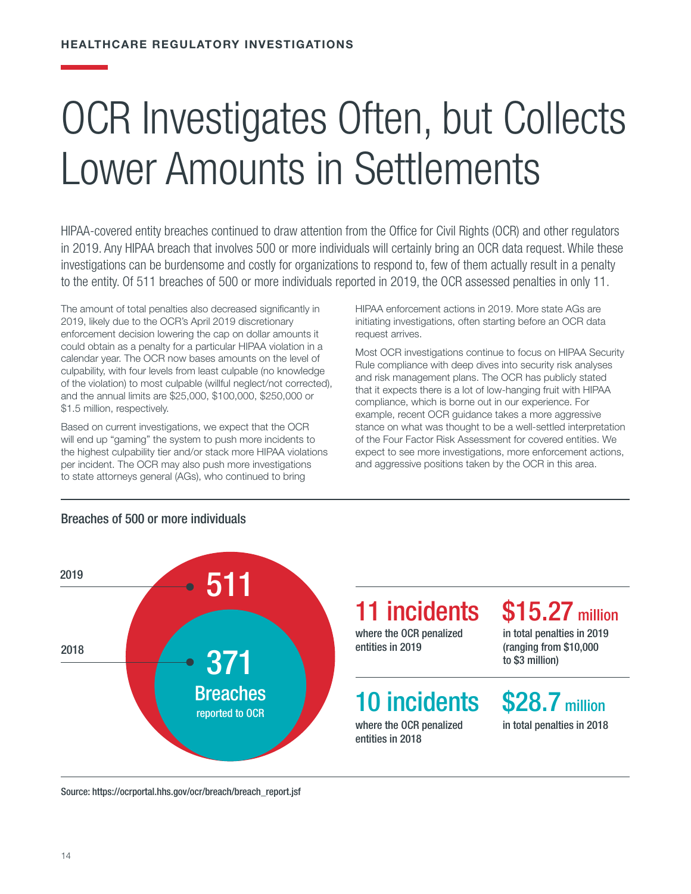HEALTHCARE REGULATORY INVESTIGATIONS

# OCR Investigates Often, but Collects Lower Amounts in Settlements

HIPAA-covered entity breaches continued to draw attention from the Office for Civil Rights (OCR) and other regulators in 2019. Any HIPAA breach that involves 500 or more individuals will certainly bring an OCR data request. While these investigations can be burdensome and costly for organizations to respond to, few of them actually result in a penalty to the entity. Of 511 breaches of 500 or more individuals reported in 2019, the OCR assessed penalties in only 11.

The amount of total penalties also decreased significantly in 2019, likely due to the OCR's April 2019 discretionary enforcement decision lowering the cap on dollar amounts it could obtain as a penalty for a particular HIPAA violation in a calendar year. The OCR now bases amounts on the level of culpability, with four levels from least culpable (no knowledge of the violation) to most culpable (willful neglect/not corrected), and the annual limits are $25,000, $100,000, $250,000 or $1.5 million, respectively.

Based on current investigations, we expect that the OCR will end up "gaming" the system to push more incidents to the highest culpability tier and/or stack more HIPAA violations per incident. The OCR may also push more investigations to state attorneys general (AGs), who continued to bring HIPAA enforcement actions in 2019. More state AGs are initiating investigations, often starting before an OCR data request arrives.

Most OCR investigations continue to focus on HIPAA Security Rule compliance with deep dives into security risk analyses and risk management plans. The OCR has publicly stated that it expects there is a lot of low-hanging fruit with HIPAA compliance, which is borne out in our experience. For example, recent OCR guidance takes a more aggressive stance on what was thought to be a well-settled interpretation of the Four Factor Risk Assessment for covered entities. We expect to see more investigations, more enforcement actions, and aggressive positions taken by the OCR in this area.

## Breaches of 500 or more individuals

2019: **511**

2018: **371** Breaches reported to OCR

**11 incidents** where the OCR penalized entities in 2019

**$15.27 million** in total penalties in 2019 (ranging from $10,000 to $3 million)

**10 incidents** where the OCR penalized entities in 2018

**$28.7 million** in total penalties in 2018

Source: https://ocrportal.hhs.gov/ocr/breach/breach_report.jsf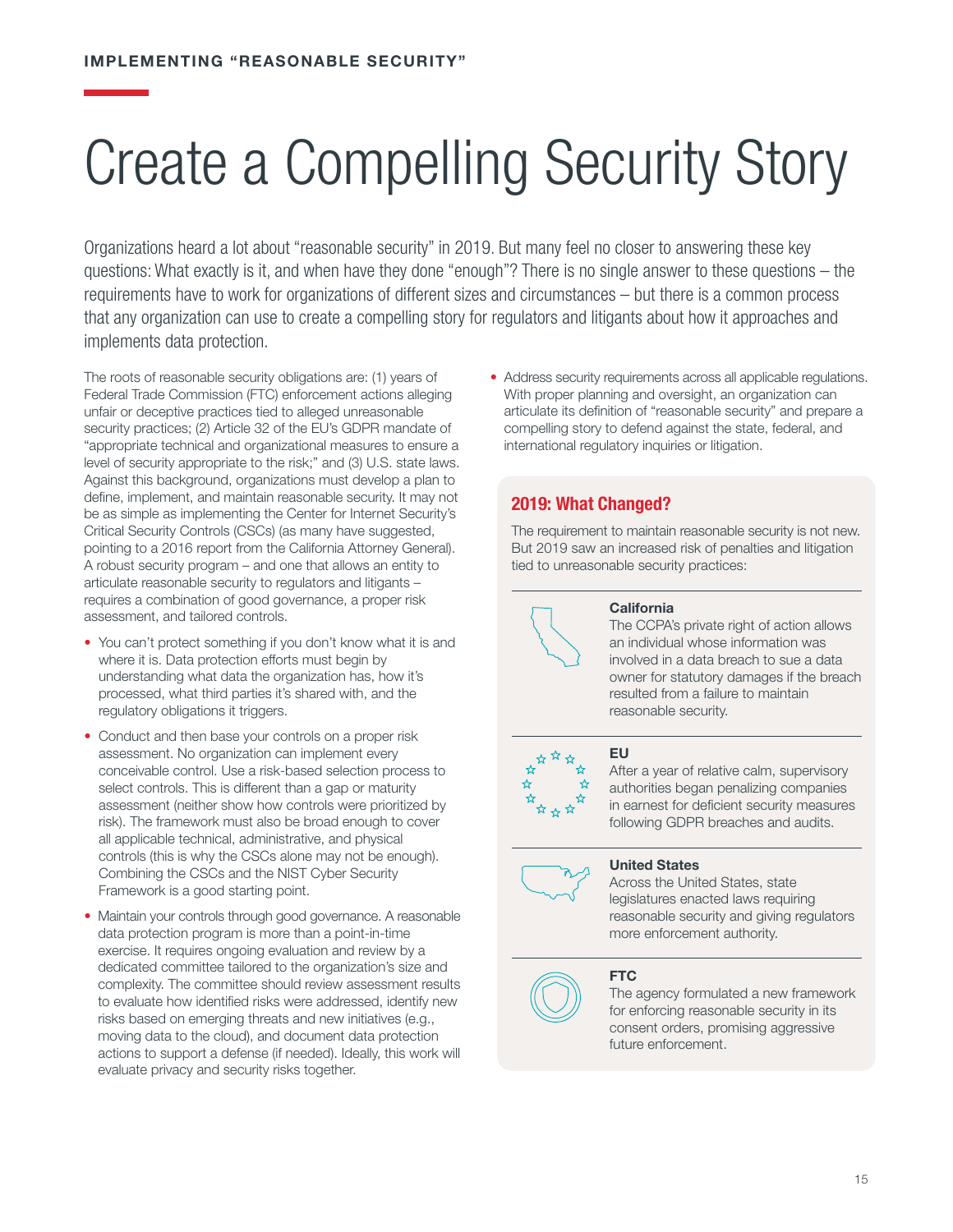IMPLEMENTING "REASONABLE SECURITY"

# Create a Compelling Security Story

Organizations heard a lot about "reasonable security" in 2019. But many feel no closer to answering these key questions: What exactly is it, and when have they done "enough"? There is no single answer to these questions – the requirements have to work for organizations of different sizes and circumstances – but there is a common process that any organization can use to create a compelling story for regulators and litigants about how it approaches and implements data protection.

The roots of reasonable security obligations are: (1) years of Federal Trade Commission (FTC) enforcement actions alleging unfair or deceptive practices tied to alleged unreasonable security practices; (2) Article 32 of the EU's GDPR mandate of "appropriate technical and organizational measures to ensure a level of security appropriate to the risk;" and (3) U.S. state laws. Against this background, organizations must develop a plan to define, implement, and maintain reasonable security. It may not be as simple as implementing the Center for Internet Security's Critical Security Controls (CSCs) (as many have suggested, pointing to a 2016 report from the California Attorney General). A robust security program – and one that allows an entity to articulate reasonable security to regulators and litigants – requires a combination of good governance, a proper risk assessment, and tailored controls.

- You can't protect something if you don't know what it is and where it is. Data protection efforts must begin by understanding what data the organization has, how it's processed, what third parties it's shared with, and the regulatory obligations it triggers.
- Conduct and then base your controls on a proper risk assessment. No organization can implement every conceivable control. Use a risk-based selection process to select controls. This is different than a gap or maturity assessment (neither show how controls were prioritized by risk). The framework must also be broad enough to cover all applicable technical, administrative, and physical controls (this is why the CSCs alone may not be enough). Combining the CSCs and the NIST Cyber Security Framework is a good starting point.
- Maintain your controls through good governance. A reasonable data protection program is more than a point-in-time exercise. It requires ongoing evaluation and review by a dedicated committee tailored to the organization's size and complexity. The committee should review assessment results to evaluate how identified risks were addressed, identify new risks based on emerging threats and new initiatives (e.g., moving data to the cloud), and document data protection actions to support a defense (if needed). Ideally, this work will evaluate privacy and security risks together.
- Address security requirements across all applicable regulations. With proper planning and oversight, an organization can articulate its definition of "reasonable security" and prepare a compelling story to defend against the state, federal, and international regulatory inquiries or litigation.

## 2019: What Changed?

The requirement to maintain reasonable security is not new. But 2019 saw an increased risk of penalties and litigation tied to unreasonable security practices:

**California**
The CCPA's private right of action allows an individual whose information was involved in a data breach to sue a data owner for statutory damages if the breach resulted from a failure to maintain reasonable security.

**EU**
After a year of relative calm, supervisory authorities began penalizing companies in earnest for deficient security measures following GDPR breaches and audits.

**United States**
Across the United States, state legislatures enacted laws requiring reasonable security and giving regulators more enforcement authority.

**FTC**
The agency formulated a new framework for enforcing reasonable security in its consent orders, promising aggressive future enforcement.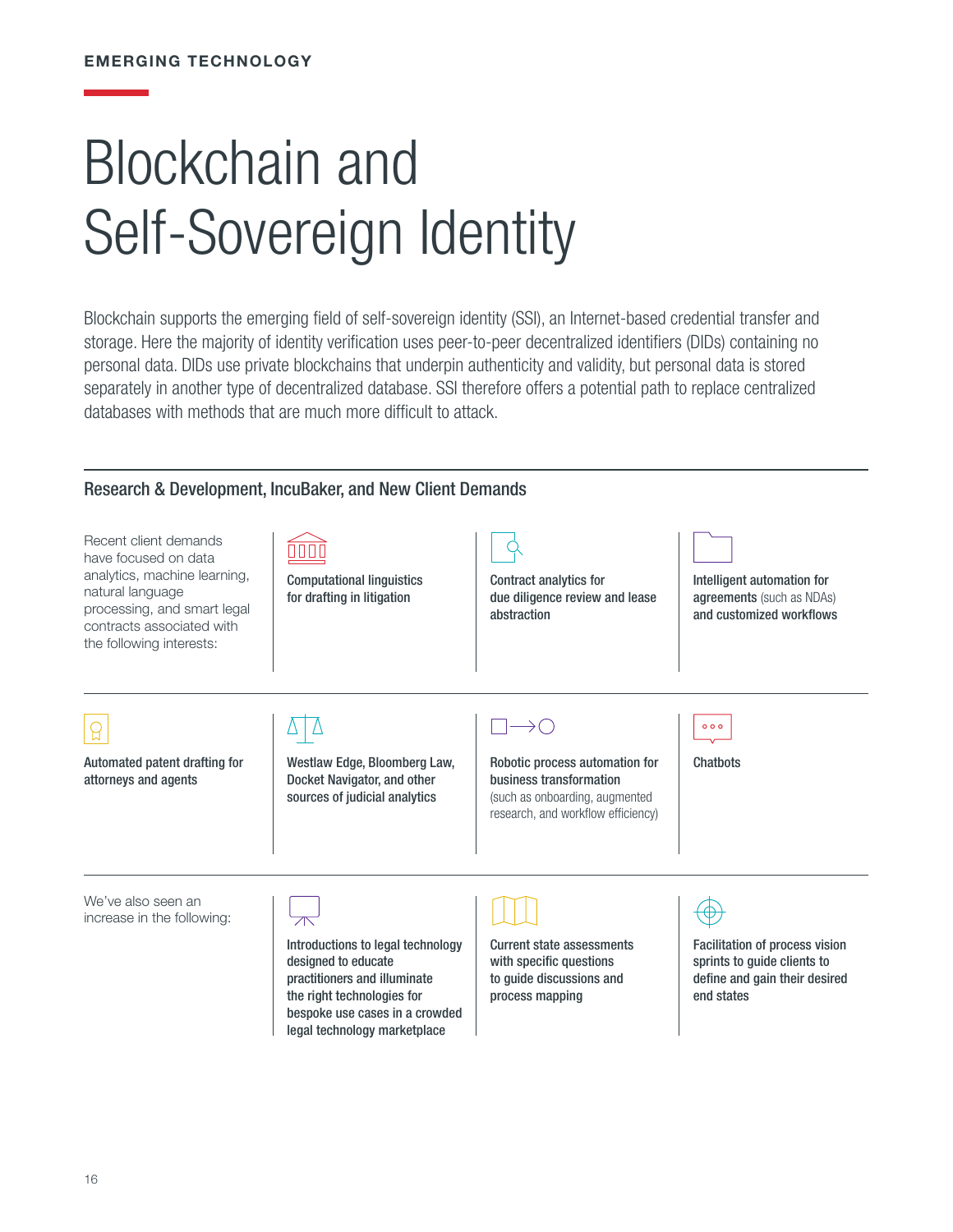EMERGING TECHNOLOGY

# Blockchain and Self-Sovereign Identity

Blockchain supports the emerging field of self-sovereign identity (SSI), an Internet-based credential transfer and storage. Here the majority of identity verification uses peer-to-peer decentralized identifiers (DIDs) containing no personal data. DIDs use private blockchains that underpin authenticity and validity, but personal data is stored separately in another type of decentralized database. SSI therefore offers a potential path to replace centralized databases with methods that are much more difficult to attack.

## Research & Development, IncuBaker, and New Client Demands

Recent client demands have focused on data analytics, machine learning, natural language processing, and smart legal contracts associated with the following interests:

- **Computational linguistics for drafting in litigation**
- **Contract analytics for due diligence review and lease abstraction**
- **Intelligent automation for agreements** (such as NDAs) **and customized workflows**
- **Automated patent drafting for attorneys and agents**
- **Westlaw Edge, Bloomberg Law, Docket Navigator, and other sources of judicial analytics**
- **Robotic process automation for business transformation** (such as onboarding, augmented research, and workflow efficiency)
- **Chatbots**

We've also seen an increase in the following:

- **Introductions to legal technology designed to educate practitioners and illuminate the right technologies for bespoke use cases in a crowded legal technology marketplace**
- **Current state assessments with specific questions to guide discussions and process mapping**
- **Facilitation of process vision sprints to guide clients to define and gain their desired end states**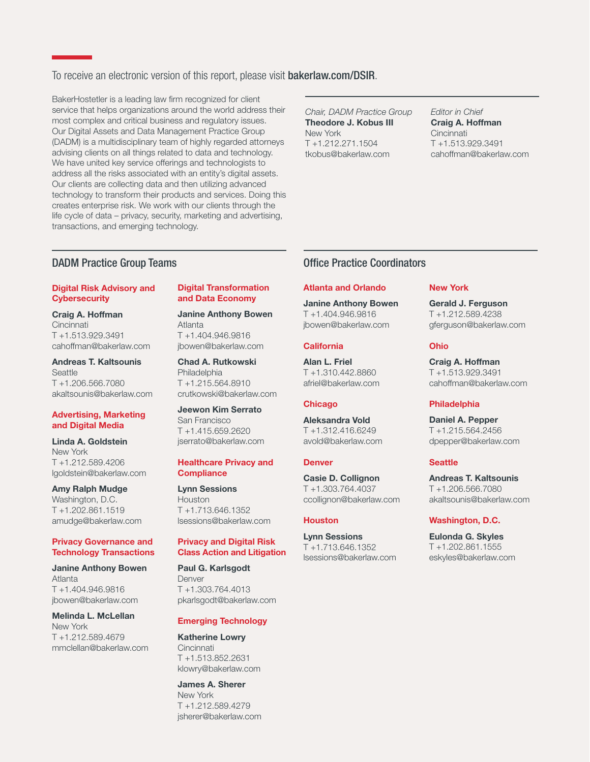To receive an electronic version of this report, please visit **bakerlaw.com/DSIR**.

BakerHostetler is a leading law firm recognized for client service that helps organizations around the world address their most complex and critical business and regulatory issues. Our Digital Assets and Data Management Practice Group (DADM) is a multidisciplinary team of highly regarded attorneys advising clients on all things related to data and technology. We have united key service offerings and technologists to address all the risks associated with an entity's digital assets. Our clients are collecting data and then utilizing advanced technology to transform their products and services. Doing this creates enterprise risk. We work with our clients through the life cycle of data – privacy, security, marketing and advertising, transactions, and emerging technology.

*Chair, DADM Practice Group*
**Theodore J. Kobus III**
New York
T +1.212.271.1504
tkobus@bakerlaw.com

*Editor in Chief*
**Craig A. Hoffman**
Cincinnati
T +1.513.929.3491
cahoffman@bakerlaw.com

## DADM Practice Group Teams

### Digital Risk Advisory and Cybersecurity

**Craig A. Hoffman**
Cincinnati
T +1.513.929.3491
cahoffman@bakerlaw.com

**Andreas T. Kaltsounis**
Seattle
T +1.206.566.7080
akaltsounis@bakerlaw.com

### Advertising, Marketing and Digital Media

**Linda A. Goldstein**
New York
T +1.212.589.4206
lgoldstein@bakerlaw.com

**Amy Ralph Mudge**
Washington, D.C.
T +1.202.861.1519
amudge@bakerlaw.com

### Privacy Governance and Technology Transactions

**Janine Anthony Bowen**
Atlanta
T +1.404.946.9816
jbowen@bakerlaw.com

**Melinda L. McLellan**
New York
T +1.212.589.4679
mmclellan@bakerlaw.com

### Digital Transformation and Data Economy

**Janine Anthony Bowen**
Atlanta
T +1.404.946.9816
jbowen@bakerlaw.com

**Chad A. Rutkowski**
Philadelphia
T +1.215.564.8910
crutkowski@bakerlaw.com

**Jeewon Kim Serrato**
San Francisco
T +1.415.659.2620
jserrato@bakerlaw.com

### Healthcare Privacy and Compliance

**Lynn Sessions**
Houston
T +1.713.646.1352
lsessions@bakerlaw.com

### Privacy and Digital Risk Class Action and Litigation

**Paul G. Karlsgodt**
Denver
T +1.303.764.4013
pkarlsgodt@bakerlaw.com

### Emerging Technology

**Katherine Lowry**
Cincinnati
T +1.513.852.2631
klowry@bakerlaw.com

**James A. Sherer**
New York
T +1.212.589.4279
jsherer@bakerlaw.com

## Office Practice Coordinators

### Atlanta and Orlando

**Janine Anthony Bowen**
T +1.404.946.9816
jbowen@bakerlaw.com

### California

**Alan L. Friel**
T +1.310.442.8860
afriel@bakerlaw.com

### Chicago

**Aleksandra Vold**
T +1.312.416.6249
avold@bakerlaw.com

### Denver

**Casie D. Collignon**
T +1.303.764.4037
ccollignon@bakerlaw.com

### Houston

**Lynn Sessions**
T +1.713.646.1352
lsessions@bakerlaw.com

### New York

**Gerald J. Ferguson**
T +1.212.589.4238
gferguson@bakerlaw.com

### Ohio

**Craig A. Hoffman**
T +1.513.929.3491
cahoffman@bakerlaw.com

### Philadelphia

**Daniel A. Pepper**
T +1.215.564.2456
dpepper@bakerlaw.com

### Seattle

**Andreas T. Kaltsounis**
T +1.206.566.7080
akaltsounis@bakerlaw.com

### Washington, D.C.

**Eulonda G. Skyles**
T +1.202.861.1555
eskyles@bakerlaw.com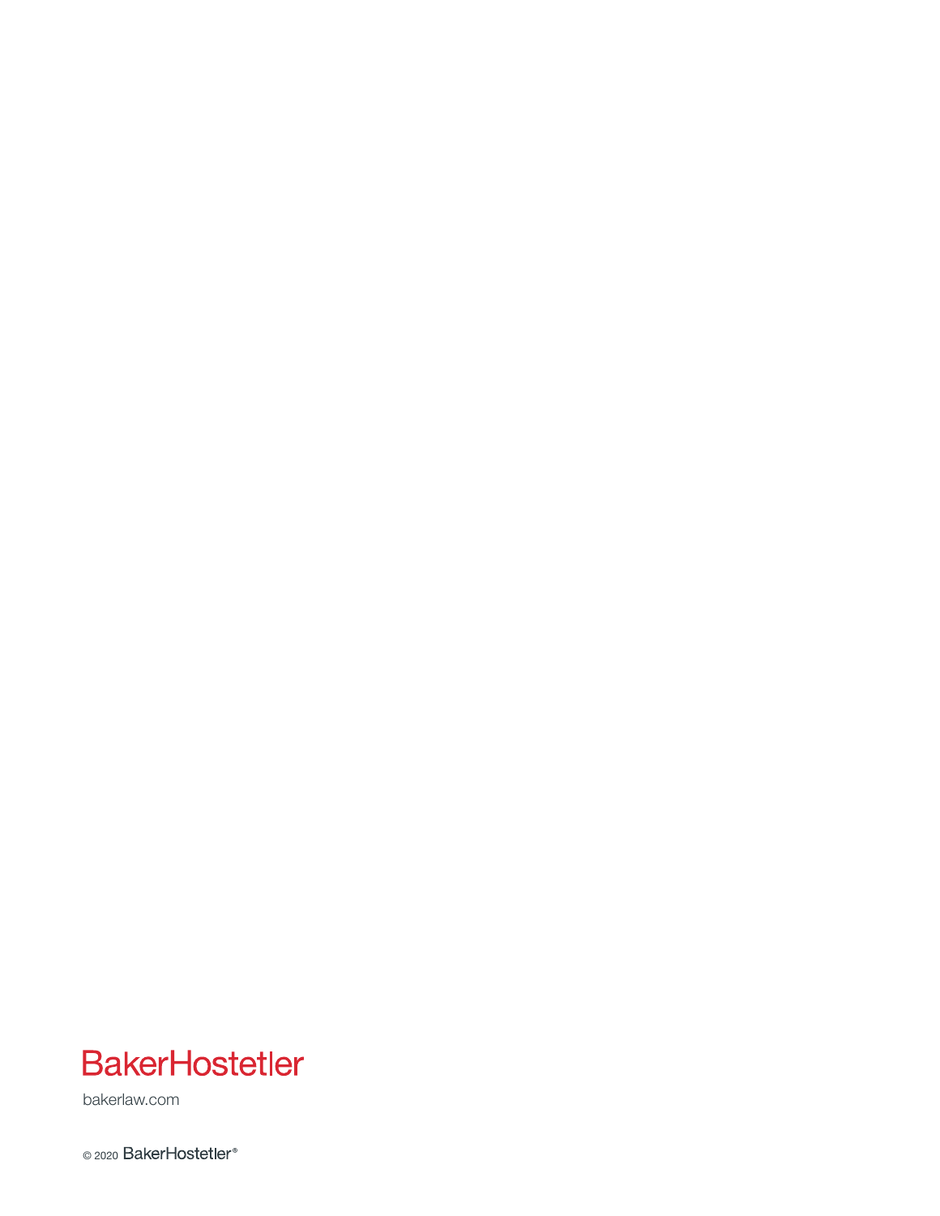BakerHostetler

bakerlaw.com

© 2020 BakerHostetler®